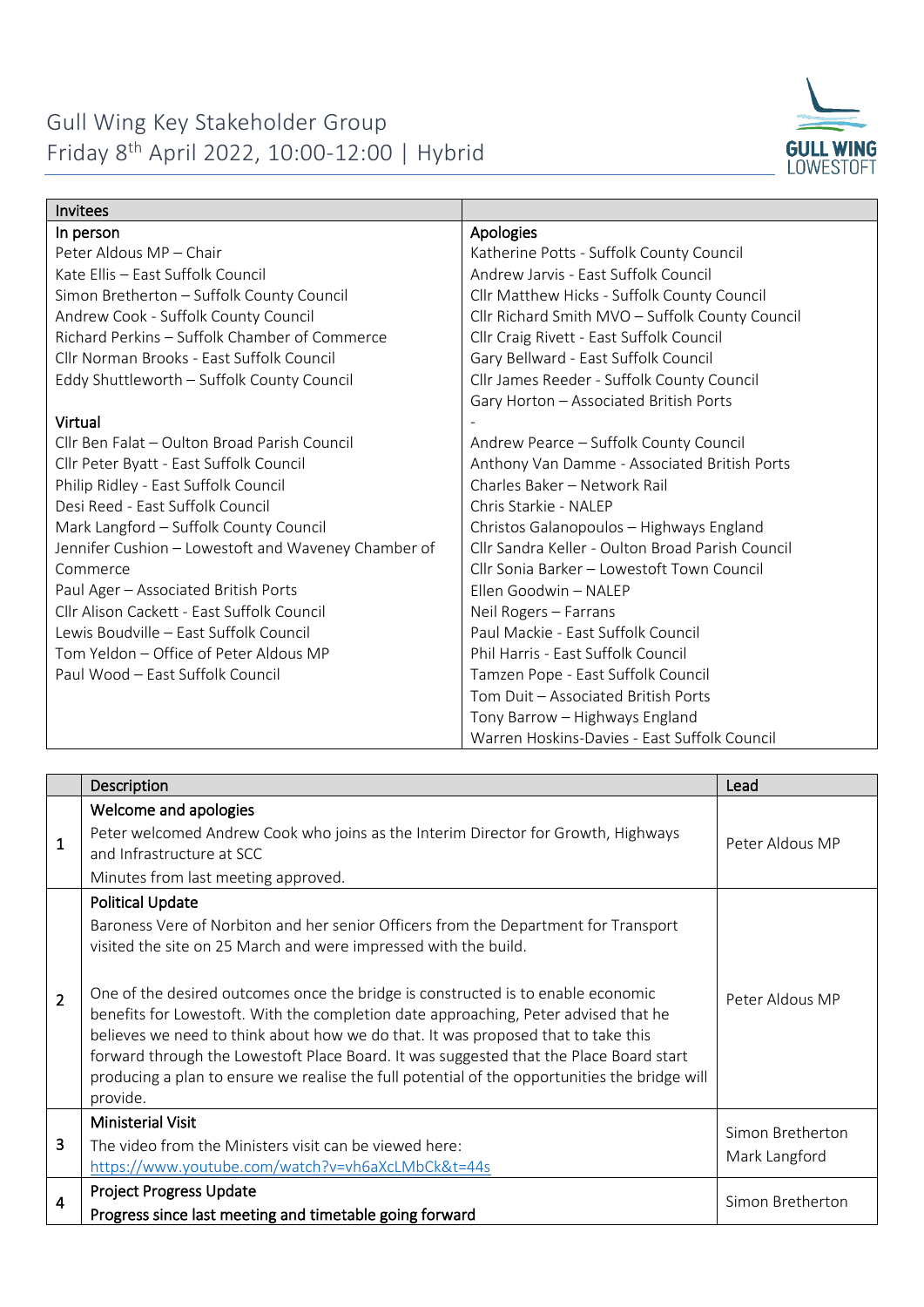# Gull Wing Key Stakeholder Group

Friday 8th April 2022, 10:00-12:00 | Hybrid

GULL WING LOWESTOFT

| Invitees | |
|---|---|
| **In person** | **Apologies** |
| Peter Aldous MP – Chair | Katherine Potts - Suffolk County Council |
| Kate Ellis – East Suffolk Council | Andrew Jarvis - East Suffolk Council |
| Simon Bretherton – Suffolk County Council | Cllr Matthew Hicks - Suffolk County Council |
| Andrew Cook - Suffolk County Council | Cllr Richard Smith MVO – Suffolk County Council |
| Richard Perkins – Suffolk Chamber of Commerce | Cllr Craig Rivett - East Suffolk Council |
| Cllr Norman Brooks - East Suffolk Council | Gary Bellward - East Suffolk Council |
| Eddy Shuttleworth – Suffolk County Council | Cllr James Reeder - Suffolk County Council |
| | Gary Horton – Associated British Ports |
| **Virtual** | - |
| Cllr Ben Falat – Oulton Broad Parish Council | Andrew Pearce – Suffolk County Council |
| Cllr Peter Byatt - East Suffolk Council | Anthony Van Damme - Associated British Ports |
| Philip Ridley - East Suffolk Council | Charles Baker – Network Rail |
| Desi Reed - East Suffolk Council | Chris Starkie - NALEP |
| Mark Langford – Suffolk County Council | Christos Galanopoulos – Highways England |
| Jennifer Cushion – Lowestoft and Waveney Chamber of Commerce | Cllr Sandra Keller - Oulton Broad Parish Council |
| Paul Ager – Associated British Ports | Cllr Sonia Barker – Lowestoft Town Council |
| Cllr Alison Cackett - East Suffolk Council | Ellen Goodwin – NALEP |
| Lewis Boudville – East Suffolk Council | Neil Rogers – Farrans |
| Tom Yeldon – Office of Peter Aldous MP | Paul Mackie - East Suffolk Council |
| Paul Wood – East Suffolk Council | Phil Harris - East Suffolk Council |
| | Tamzen Pope - East Suffolk Council |
| | Tom Duit – Associated British Ports |
| | Tony Barrow – Highways England |
| | Warren Hoskins-Davies - East Suffolk Council |

| | Description | Lead |
|---|---|---|
| 1 | **Welcome and apologies**<br>Peter welcomed Andrew Cook who joins as the Interim Director for Growth, Highways and Infrastructure at SCC<br>Minutes from last meeting approved. | Peter Aldous MP |
| 2 | **Political Update**<br>Baroness Vere of Norbiton and her senior Officers from the Department for Transport visited the site on 25 March and were impressed with the build.<br><br>One of the desired outcomes once the bridge is constructed is to enable economic benefits for Lowestoft. With the completion date approaching, Peter advised that he believes we need to think about how we do that. It was proposed that to take this forward through the Lowestoft Place Board. It was suggested that the Place Board start producing a plan to ensure we realise the full potential of the opportunities the bridge will provide. | Peter Aldous MP |
| 3 | **Ministerial Visit**<br>The video from the Ministers visit can be viewed here: https://www.youtube.com/watch?v=vh6aXcLMbCk&t=44s | Simon Bretherton<br>Mark Langford |
| 4 | **Project Progress Update**<br>**Progress since last meeting and timetable going forward** | Simon Bretherton |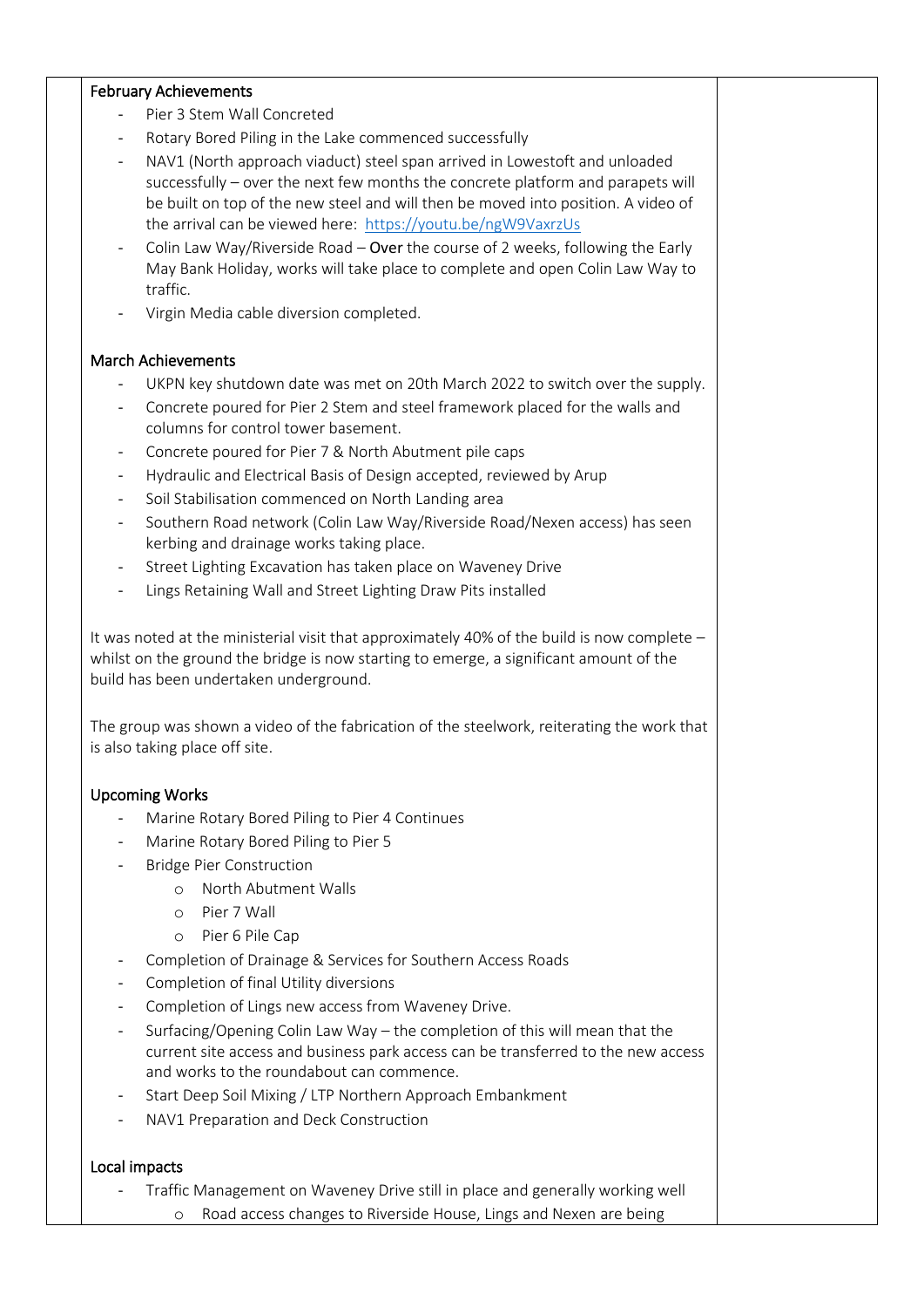**February Achievements**

- Pier 3 Stem Wall Concreted
- Rotary Bored Piling in the Lake commenced successfully
- NAV1 (North approach viaduct) steel span arrived in Lowestoft and unloaded successfully – over the next few months the concrete platform and parapets will be built on top of the new steel and will then be moved into position. A video of the arrival can be viewed here: https://youtu.be/ngW9VaxrzUs
- Colin Law Way/Riverside Road – Over the course of 2 weeks, following the Early May Bank Holiday, works will take place to complete and open Colin Law Way to traffic.
- Virgin Media cable diversion completed.

**March Achievements**

- UKPN key shutdown date was met on 20th March 2022 to switch over the supply.
- Concrete poured for Pier 2 Stem and steel framework placed for the walls and columns for control tower basement.
- Concrete poured for Pier 7 & North Abutment pile caps
- Hydraulic and Electrical Basis of Design accepted, reviewed by Arup
- Soil Stabilisation commenced on North Landing area
- Southern Road network (Colin Law Way/Riverside Road/Nexen access) has seen kerbing and drainage works taking place.
- Street Lighting Excavation has taken place on Waveney Drive
- Lings Retaining Wall and Street Lighting Draw Pits installed

It was noted at the ministerial visit that approximately 40% of the build is now complete – whilst on the ground the bridge is now starting to emerge, a significant amount of the build has been undertaken underground.

The group was shown a video of the fabrication of the steelwork, reiterating the work that is also taking place off site.

**Upcoming Works**

- Marine Rotary Bored Piling to Pier 4 Continues
- Marine Rotary Bored Piling to Pier 5
- Bridge Pier Construction
  - North Abutment Walls
  - Pier 7 Wall
  - Pier 6 Pile Cap
- Completion of Drainage & Services for Southern Access Roads
- Completion of final Utility diversions
- Completion of Lings new access from Waveney Drive.
- Surfacing/Opening Colin Law Way – the completion of this will mean that the current site access and business park access can be transferred to the new access and works to the roundabout can commence.
- Start Deep Soil Mixing / LTP Northern Approach Embankment
- NAV1 Preparation and Deck Construction

**Local impacts**

- Traffic Management on Waveney Drive still in place and generally working well
  - Road access changes to Riverside House, Lings and Nexen are being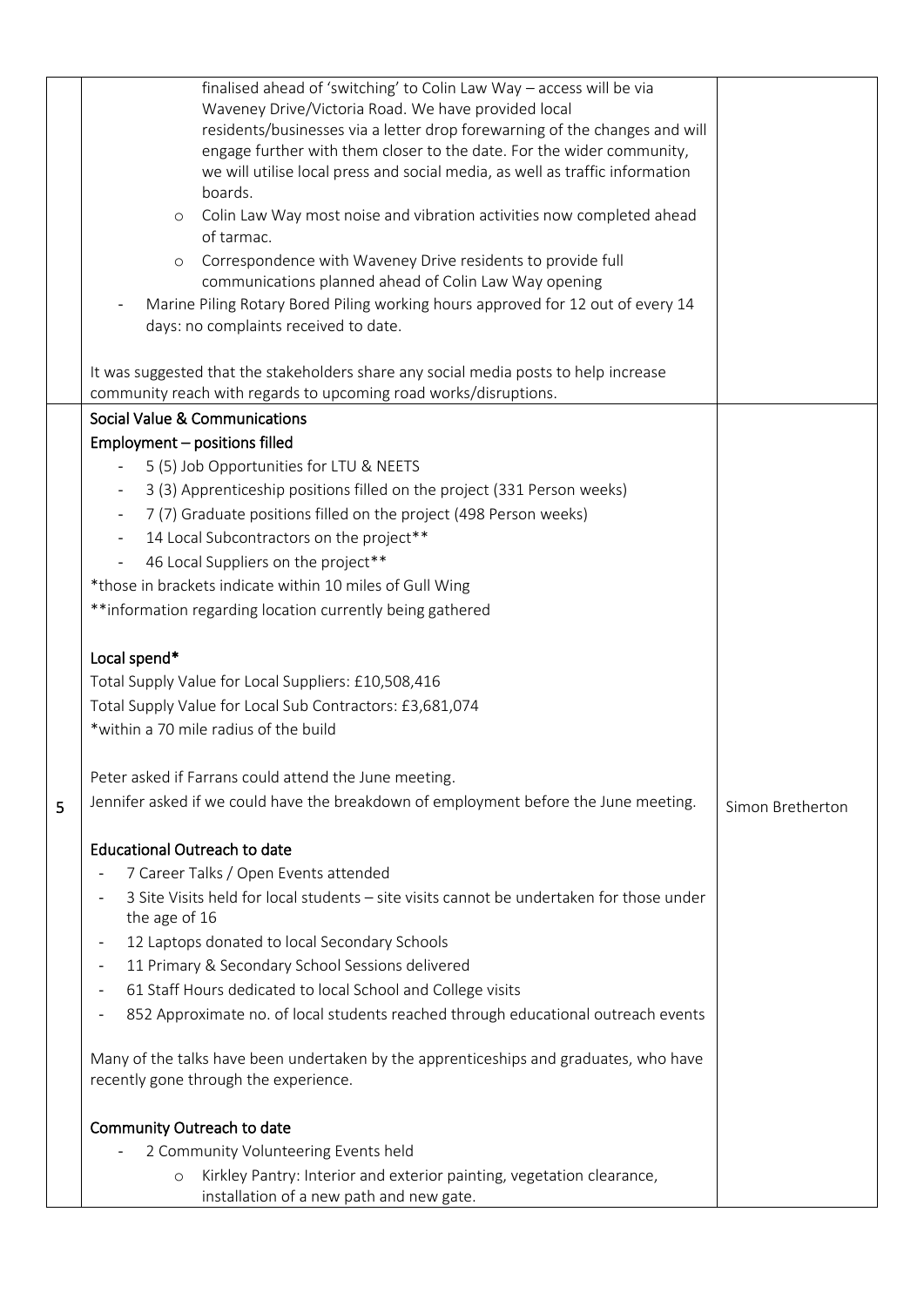| | | |
|---|---|---|
| | finalised ahead of 'switching' to Colin Law Way – access will be via Waveney Drive/Victoria Road. We have provided local residents/businesses via a letter drop forewarning of the changes and will engage further with them closer to the date. For the wider community, we will utilise local press and social media, as well as traffic information boards.<br>  - Colin Law Way most noise and vibration activities now completed ahead of tarmac.<br>  - Correspondence with Waveney Drive residents to provide full communications planned ahead of Colin Law Way opening<br>- Marine Piling Rotary Bored Piling working hours approved for 12 out of every 14 days: no complaints received to date.<br><br>It was suggested that the stakeholders share any social media posts to help increase community reach with regards to upcoming road works/disruptions. | |
| 5 | **Social Value & Communications**<br>**Employment – positions filled**<br>- 5 (5) Job Opportunities for LTU & NEETS<br>- 3 (3) Apprenticeship positions filled on the project (331 Person weeks)<br>- 7 (7) Graduate positions filled on the project (498 Person weeks)<br>- 14 Local Subcontractors on the project**<br>- 46 Local Suppliers on the project**<br><br>*those in brackets indicate within 10 miles of Gull Wing<br>**information regarding location currently being gathered<br><br>**Local spend***<br>Total Supply Value for Local Suppliers: £10,508,416<br>Total Supply Value for Local Sub Contractors: £3,681,074<br>*within a 70 mile radius of the build<br><br>Peter asked if Farrans could attend the June meeting.<br>Jennifer asked if we could have the breakdown of employment before the June meeting.<br><br>**Educational Outreach to date**<br>- 7 Career Talks / Open Events attended<br>- 3 Site Visits held for local students – site visits cannot be undertaken for those under the age of 16<br>- 12 Laptops donated to local Secondary Schools<br>- 11 Primary & Secondary School Sessions delivered<br>- 61 Staff Hours dedicated to local School and College visits<br>- 852 Approximate no. of local students reached through educational outreach events<br><br>Many of the talks have been undertaken by the apprenticeships and graduates, who have recently gone through the experience.<br><br>**Community Outreach to date**<br>- 2 Community Volunteering Events held<br>  - Kirkley Pantry: Interior and exterior painting, vegetation clearance, installation of a new path and new gate. | Simon Bretherton |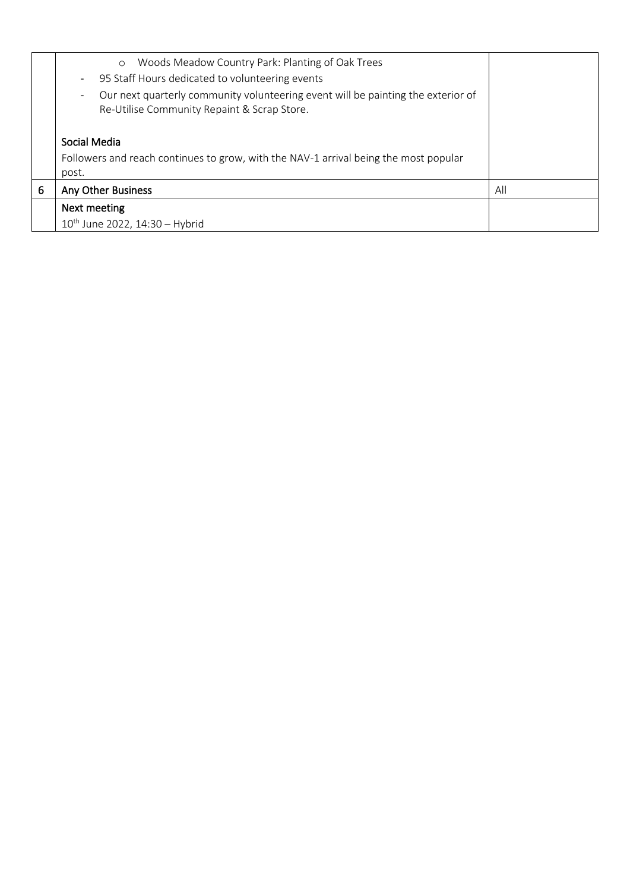| | | |
|---|---|---|
| | o Woods Meadow Country Park: Planting of Oak Trees<br>- 95 Staff Hours dedicated to volunteering events<br>- Our next quarterly community volunteering event will be painting the exterior of Re-Utilise Community Repaint & Scrap Store.<br><br>**Social Media**<br>Followers and reach continues to grow, with the NAV-1 arrival being the most popular post. | |
| 6 | **Any Other Business** | All |
| | **Next meeting**<br>10th June 2022, 14:30 – Hybrid | |